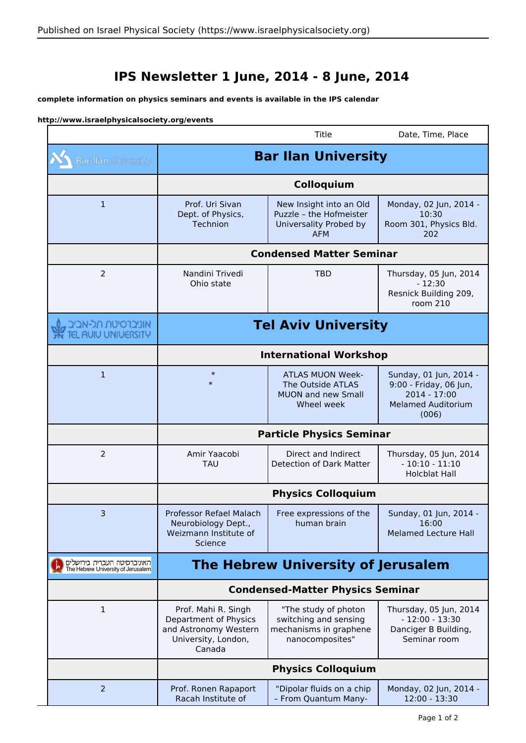# IPS Newsletter 1 June, 2014 - 8 June, 2014

**complete information on physics seminars and events is available in the IPS calendar**

**http://www.israelphysicalsociety.org/events**

| | | Title | Date, Time, Place |
|---|---|---|---|
| Bar-Ilan University | **Bar Ilan University** | | |
| | **Colloquium** | | |
| 1 | Prof. Uri Sivan Dept. of Physics, Technion | New Insight into an Old Puzzle – the Hofmeister Universality Probed by AFM | Monday, 02 Jun, 2014 - 10:30 Room 301, Physics Bld. 202 |
| | **Condensed Matter Seminar** | | |
| 2 | Nandini Trivedi Ohio state | TBD | Thursday, 05 Jun, 2014 - 12:30 Resnick Building 209, room 210 |
| אוניברסיטת תל-אביב TEL AVIV UNIVERSITY | **Tel Aviv University** | | |
| | **International Workshop** | | |
| 1 | * * | ATLAS MUON Week- The Outside ATLAS MUON and new Small Wheel week | Sunday, 01 Jun, 2014 - 9:00 - Friday, 06 Jun, 2014 - 17:00 Melamed Auditorium (006) |
| | **Particle Physics Seminar** | | |
| 2 | Amir Yaacobi TAU | Direct and Indirect Detection of Dark Matter | Thursday, 05 Jun, 2014 - 10:10 - 11:10 Holcblat Hall |
| | **Physics Colloquium** | | |
| 3 | Professor Refael Malach Neurobiology Dept., Weizmann Institute of Science | Free expressions of the human brain | Sunday, 01 Jun, 2014 - 16:00 Melamed Lecture Hall |
| האוניברסיטה העברית בירושלים The Hebrew University of Jerusalem | **The Hebrew University of Jerusalem** | | |
| | **Condensed-Matter Physics Seminar** | | |
| 1 | Prof. Mahi R. Singh Department of Physics and Astronomy Western University, London, Canada | "The study of photon switching and sensing mechanisms in graphene nanocomposites" | Thursday, 05 Jun, 2014 - 12:00 - 13:30 Danciger B Building, Seminar room |
| | **Physics Colloquium** | | |
| 2 | Prof. Ronen Rapaport Racah Institute of | "Dipolar fluids on a chip – From Quantum Many- | Monday, 02 Jun, 2014 - 12:00 - 13:30 |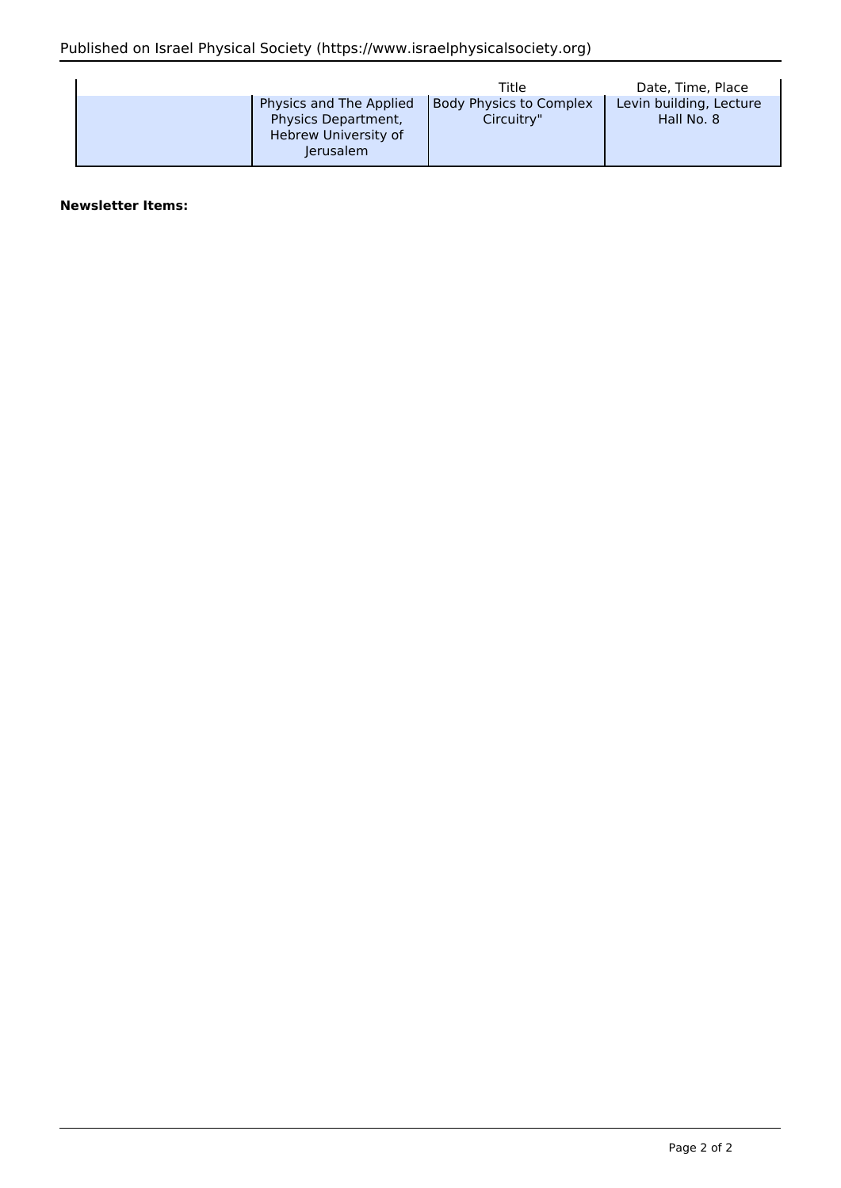| | | Title | Date, Time, Place |
|---|---|---|---|
| | Physics and The Applied Physics Department, Hebrew University of Jerusalem | Body Physics to Complex Circuitry" | Levin building, Lecture Hall No. 8 |

**Newsletter Items:**